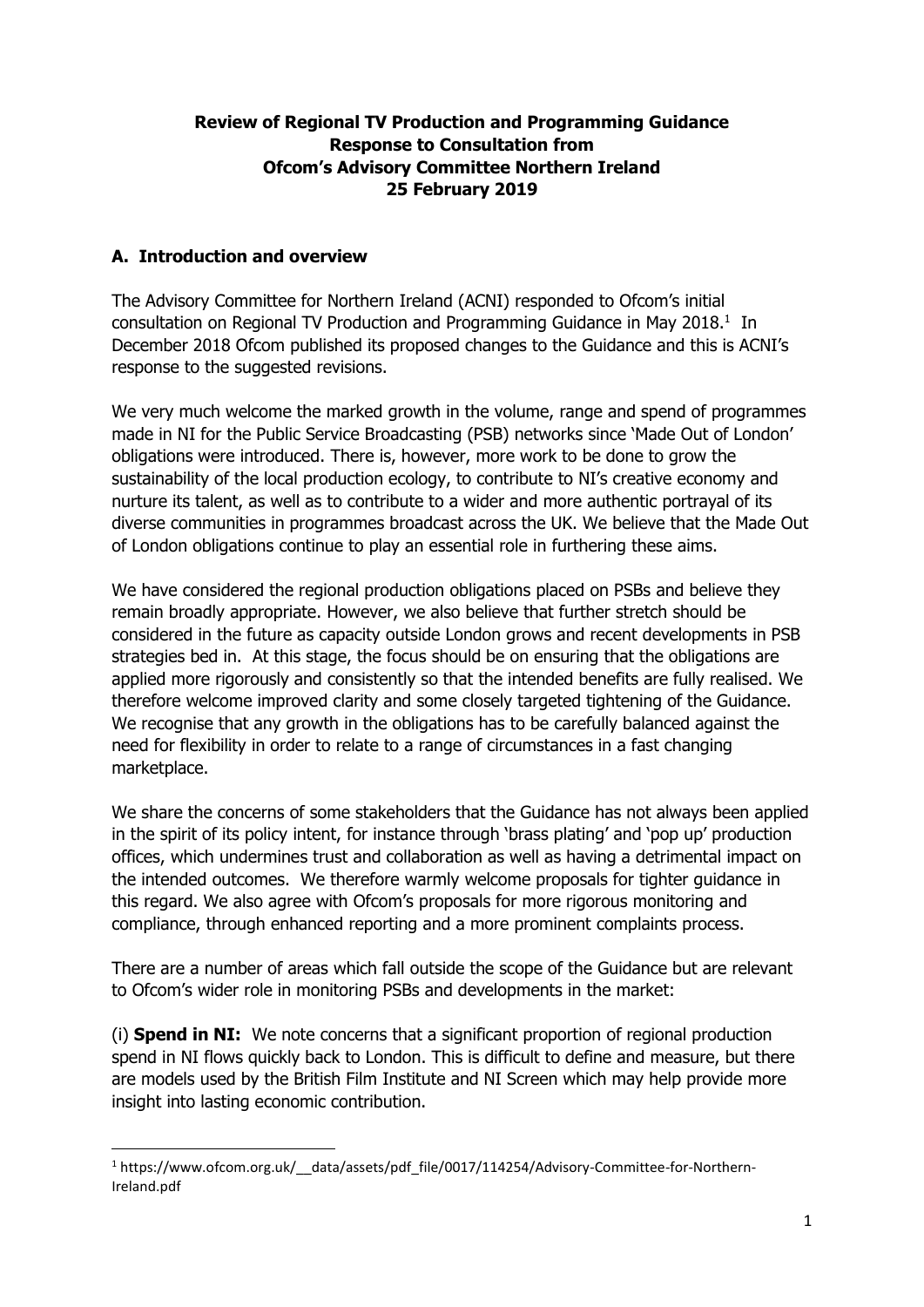**Review of Regional TV Production and Programming Guidance**
**Response to Consultation from**
**Ofcom's Advisory Committee Northern Ireland**
**25 February 2019**

## A. Introduction and overview

The Advisory Committee for Northern Ireland (ACNI) responded to Ofcom's initial consultation on Regional TV Production and Programming Guidance in May 2018.[1] In December 2018 Ofcom published its proposed changes to the Guidance and this is ACNI's response to the suggested revisions.

We very much welcome the marked growth in the volume, range and spend of programmes made in NI for the Public Service Broadcasting (PSB) networks since 'Made Out of London' obligations were introduced. There is, however, more work to be done to grow the sustainability of the local production ecology, to contribute to NI's creative economy and nurture its talent, as well as to contribute to a wider and more authentic portrayal of its diverse communities in programmes broadcast across the UK. We believe that the Made Out of London obligations continue to play an essential role in furthering these aims.

We have considered the regional production obligations placed on PSBs and believe they remain broadly appropriate. However, we also believe that further stretch should be considered in the future as capacity outside London grows and recent developments in PSB strategies bed in. At this stage, the focus should be on ensuring that the obligations are applied more rigorously and consistently so that the intended benefits are fully realised. We therefore welcome improved clarity and some closely targeted tightening of the Guidance. We recognise that any growth in the obligations has to be carefully balanced against the need for flexibility in order to relate to a range of circumstances in a fast changing marketplace.

We share the concerns of some stakeholders that the Guidance has not always been applied in the spirit of its policy intent, for instance through 'brass plating' and 'pop up' production offices, which undermines trust and collaboration as well as having a detrimental impact on the intended outcomes. We therefore warmly welcome proposals for tighter guidance in this regard. We also agree with Ofcom's proposals for more rigorous monitoring and compliance, through enhanced reporting and a more prominent complaints process.

There are a number of areas which fall outside the scope of the Guidance but are relevant to Ofcom's wider role in monitoring PSBs and developments in the market:

(i) **Spend in NI:** We note concerns that a significant proportion of regional production spend in NI flows quickly back to London. This is difficult to define and measure, but there are models used by the British Film Institute and NI Screen which may help provide more insight into lasting economic contribution.

[1] https://www.ofcom.org.uk/__data/assets/pdf_file/0017/114254/Advisory-Committee-for-Northern-Ireland.pdf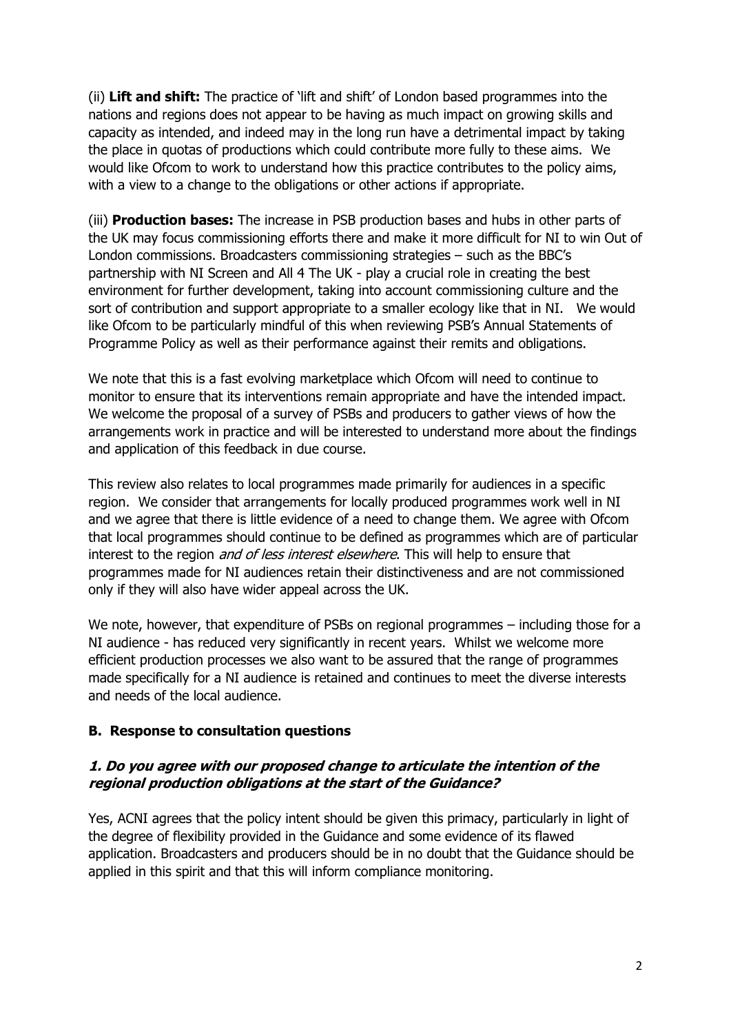(ii) **Lift and shift:** The practice of 'lift and shift' of London based programmes into the nations and regions does not appear to be having as much impact on growing skills and capacity as intended, and indeed may in the long run have a detrimental impact by taking the place in quotas of productions which could contribute more fully to these aims. We would like Ofcom to work to understand how this practice contributes to the policy aims, with a view to a change to the obligations or other actions if appropriate.

(iii) **Production bases:** The increase in PSB production bases and hubs in other parts of the UK may focus commissioning efforts there and make it more difficult for NI to win Out of London commissions. Broadcasters commissioning strategies – such as the BBC's partnership with NI Screen and All 4 The UK - play a crucial role in creating the best environment for further development, taking into account commissioning culture and the sort of contribution and support appropriate to a smaller ecology like that in NI. We would like Ofcom to be particularly mindful of this when reviewing PSB's Annual Statements of Programme Policy as well as their performance against their remits and obligations.

We note that this is a fast evolving marketplace which Ofcom will need to continue to monitor to ensure that its interventions remain appropriate and have the intended impact. We welcome the proposal of a survey of PSBs and producers to gather views of how the arrangements work in practice and will be interested to understand more about the findings and application of this feedback in due course.

This review also relates to local programmes made primarily for audiences in a specific region. We consider that arrangements for locally produced programmes work well in NI and we agree that there is little evidence of a need to change them. We agree with Ofcom that local programmes should continue to be defined as programmes which are of particular interest to the region *and of less interest elsewhere*. This will help to ensure that programmes made for NI audiences retain their distinctiveness and are not commissioned only if they will also have wider appeal across the UK.

We note, however, that expenditure of PSBs on regional programmes – including those for a NI audience - has reduced very significantly in recent years. Whilst we welcome more efficient production processes we also want to be assured that the range of programmes made specifically for a NI audience is retained and continues to meet the diverse interests and needs of the local audience.

### B. Response to consultation questions

#### *1. Do you agree with our proposed change to articulate the intention of the regional production obligations at the start of the Guidance?*

Yes, ACNI agrees that the policy intent should be given this primacy, particularly in light of the degree of flexibility provided in the Guidance and some evidence of its flawed application. Broadcasters and producers should be in no doubt that the Guidance should be applied in this spirit and that this will inform compliance monitoring.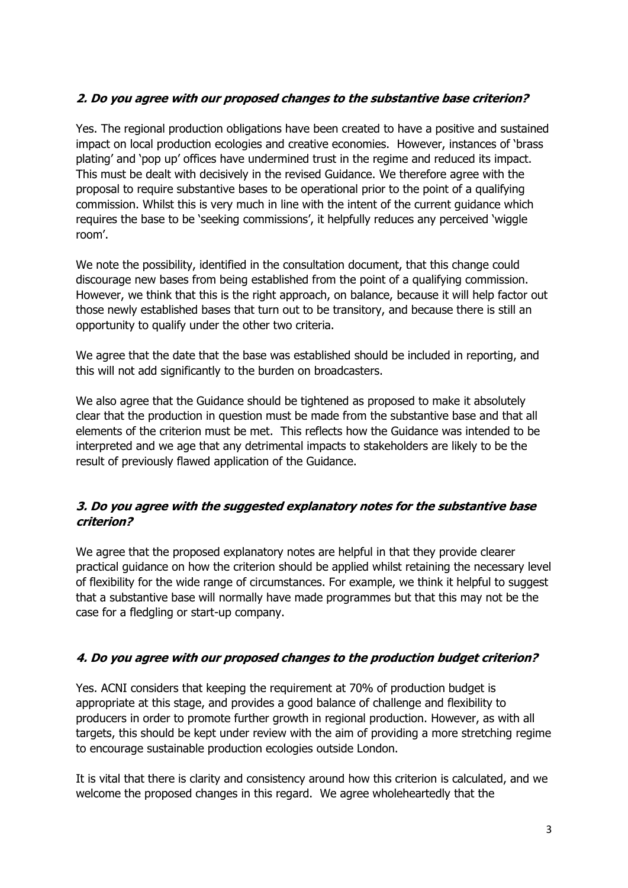### ***2. Do you agree with our proposed changes to the substantive base criterion?***

Yes. The regional production obligations have been created to have a positive and sustained impact on local production ecologies and creative economies. However, instances of 'brass plating' and 'pop up' offices have undermined trust in the regime and reduced its impact. This must be dealt with decisively in the revised Guidance. We therefore agree with the proposal to require substantive bases to be operational prior to the point of a qualifying commission. Whilst this is very much in line with the intent of the current guidance which requires the base to be 'seeking commissions', it helpfully reduces any perceived 'wiggle room'.

We note the possibility, identified in the consultation document, that this change could discourage new bases from being established from the point of a qualifying commission. However, we think that this is the right approach, on balance, because it will help factor out those newly established bases that turn out to be transitory, and because there is still an opportunity to qualify under the other two criteria.

We agree that the date that the base was established should be included in reporting, and this will not add significantly to the burden on broadcasters.

We also agree that the Guidance should be tightened as proposed to make it absolutely clear that the production in question must be made from the substantive base and that all elements of the criterion must be met. This reflects how the Guidance was intended to be interpreted and we age that any detrimental impacts to stakeholders are likely to be the result of previously flawed application of the Guidance.

### ***3. Do you agree with the suggested explanatory notes for the substantive base criterion?***

We agree that the proposed explanatory notes are helpful in that they provide clearer practical guidance on how the criterion should be applied whilst retaining the necessary level of flexibility for the wide range of circumstances. For example, we think it helpful to suggest that a substantive base will normally have made programmes but that this may not be the case for a fledgling or start-up company.

### ***4. Do you agree with our proposed changes to the production budget criterion?***

Yes. ACNI considers that keeping the requirement at 70% of production budget is appropriate at this stage, and provides a good balance of challenge and flexibility to producers in order to promote further growth in regional production. However, as with all targets, this should be kept under review with the aim of providing a more stretching regime to encourage sustainable production ecologies outside London.

It is vital that there is clarity and consistency around how this criterion is calculated, and we welcome the proposed changes in this regard. We agree wholeheartedly that the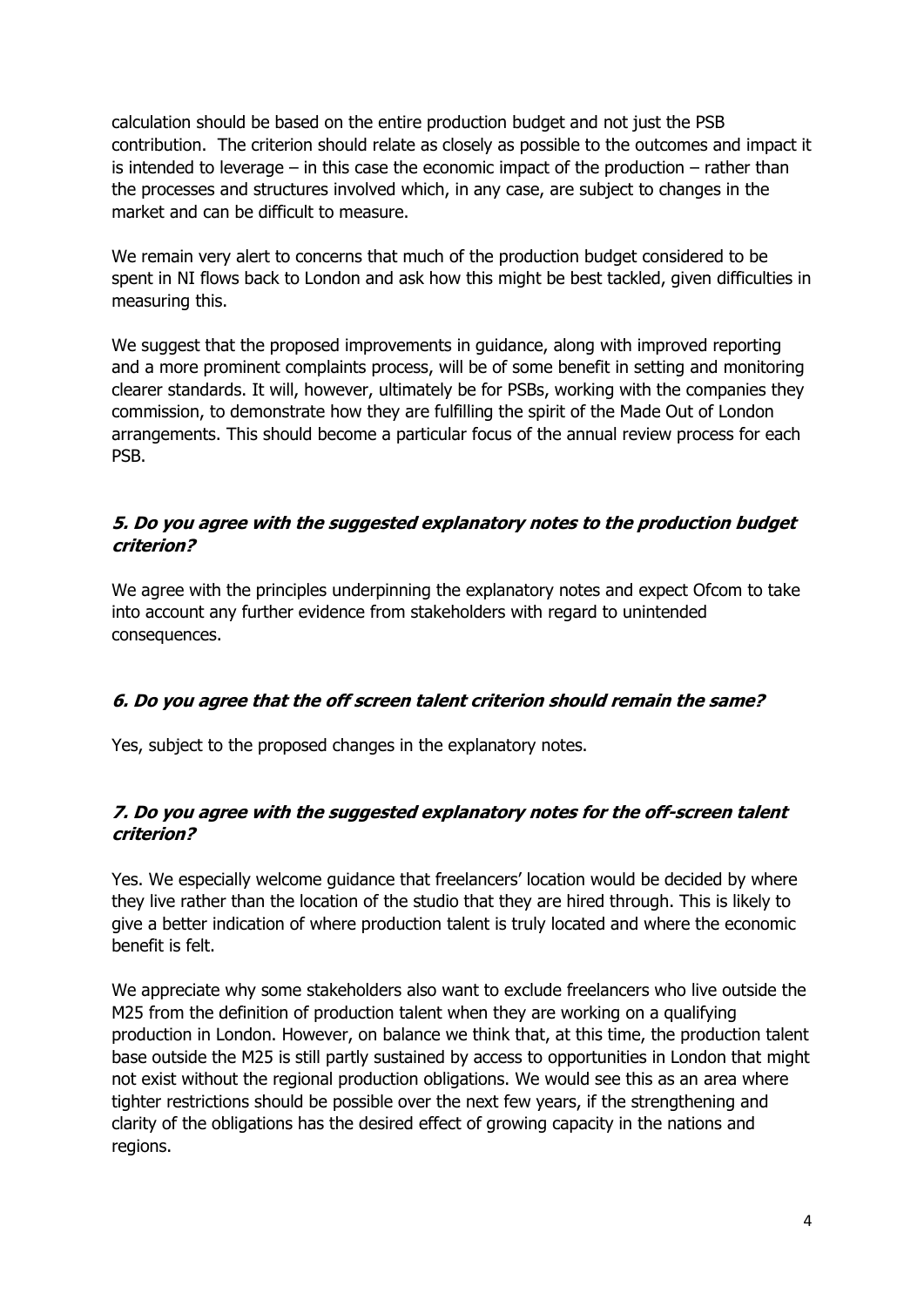calculation should be based on the entire production budget and not just the PSB contribution. The criterion should relate as closely as possible to the outcomes and impact it is intended to leverage – in this case the economic impact of the production – rather than the processes and structures involved which, in any case, are subject to changes in the market and can be difficult to measure.

We remain very alert to concerns that much of the production budget considered to be spent in NI flows back to London and ask how this might be best tackled, given difficulties in measuring this.

We suggest that the proposed improvements in guidance, along with improved reporting and a more prominent complaints process, will be of some benefit in setting and monitoring clearer standards. It will, however, ultimately be for PSBs, working with the companies they commission, to demonstrate how they are fulfilling the spirit of the Made Out of London arrangements. This should become a particular focus of the annual review process for each PSB.

### *5. Do you agree with the suggested explanatory notes to the production budget criterion?*

We agree with the principles underpinning the explanatory notes and expect Ofcom to take into account any further evidence from stakeholders with regard to unintended consequences.

### *6. Do you agree that the off screen talent criterion should remain the same?*

Yes, subject to the proposed changes in the explanatory notes.

### *7. Do you agree with the suggested explanatory notes for the off-screen talent criterion?*

Yes. We especially welcome guidance that freelancers' location would be decided by where they live rather than the location of the studio that they are hired through. This is likely to give a better indication of where production talent is truly located and where the economic benefit is felt.

We appreciate why some stakeholders also want to exclude freelancers who live outside the M25 from the definition of production talent when they are working on a qualifying production in London. However, on balance we think that, at this time, the production talent base outside the M25 is still partly sustained by access to opportunities in London that might not exist without the regional production obligations. We would see this as an area where tighter restrictions should be possible over the next few years, if the strengthening and clarity of the obligations has the desired effect of growing capacity in the nations and regions.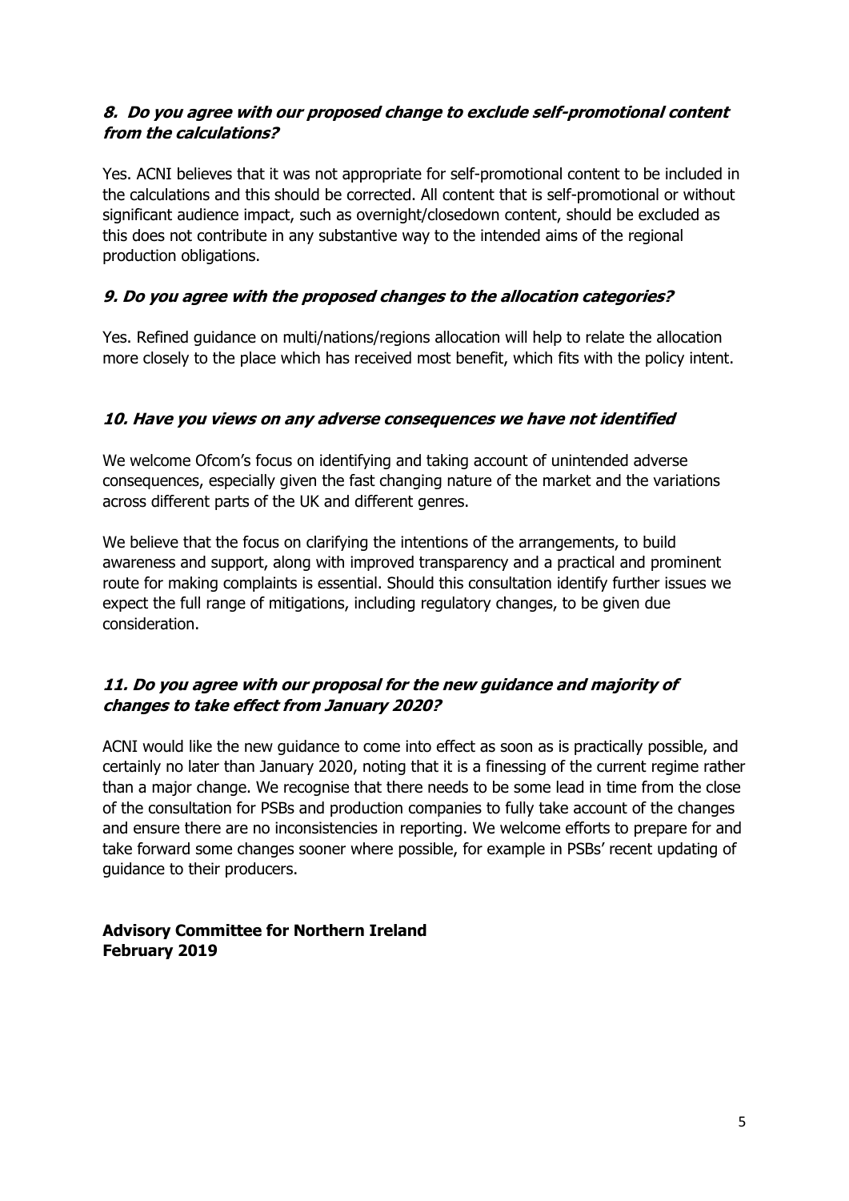### *8. Do you agree with our proposed change to exclude self-promotional content from the calculations?*

Yes. ACNI believes that it was not appropriate for self-promotional content to be included in the calculations and this should be corrected. All content that is self-promotional or without significant audience impact, such as overnight/closedown content, should be excluded as this does not contribute in any substantive way to the intended aims of the regional production obligations.

### *9. Do you agree with the proposed changes to the allocation categories?*

Yes. Refined guidance on multi/nations/regions allocation will help to relate the allocation more closely to the place which has received most benefit, which fits with the policy intent.

### *10. Have you views on any adverse consequences we have not identified*

We welcome Ofcom's focus on identifying and taking account of unintended adverse consequences, especially given the fast changing nature of the market and the variations across different parts of the UK and different genres.

We believe that the focus on clarifying the intentions of the arrangements, to build awareness and support, along with improved transparency and a practical and prominent route for making complaints is essential. Should this consultation identify further issues we expect the full range of mitigations, including regulatory changes, to be given due consideration.

### *11. Do you agree with our proposal for the new guidance and majority of changes to take effect from January 2020?*

ACNI would like the new guidance to come into effect as soon as is practically possible, and certainly no later than January 2020, noting that it is a finessing of the current regime rather than a major change. We recognise that there needs to be some lead in time from the close of the consultation for PSBs and production companies to fully take account of the changes and ensure there are no inconsistencies in reporting. We welcome efforts to prepare for and take forward some changes sooner where possible, for example in PSBs' recent updating of guidance to their producers.

**Advisory Committee for Northern Ireland**
**February 2019**